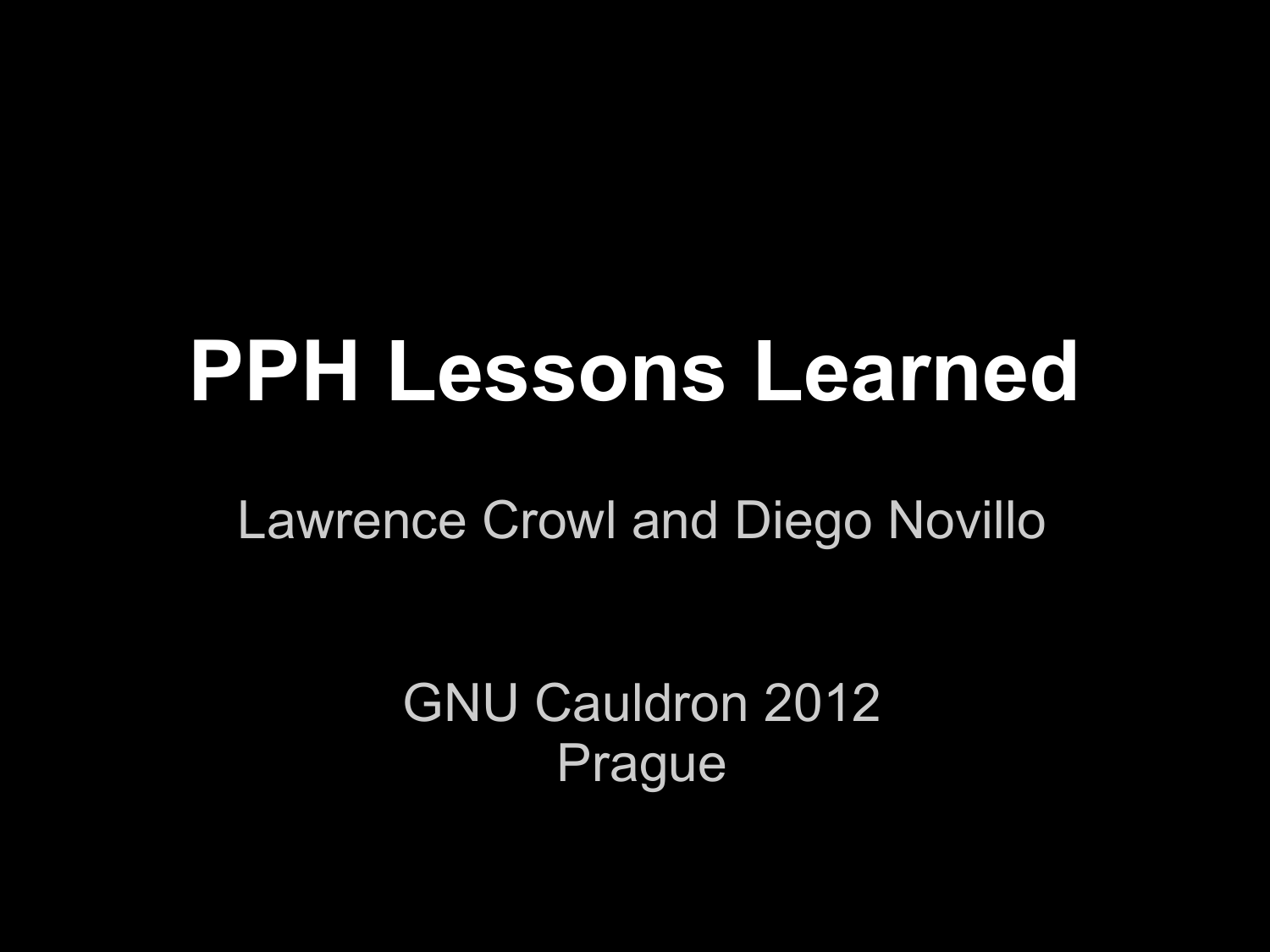# PPH Lessons Learned

Lawrence Crowl and Diego Novillo

GNU Cauldron 2012
Prague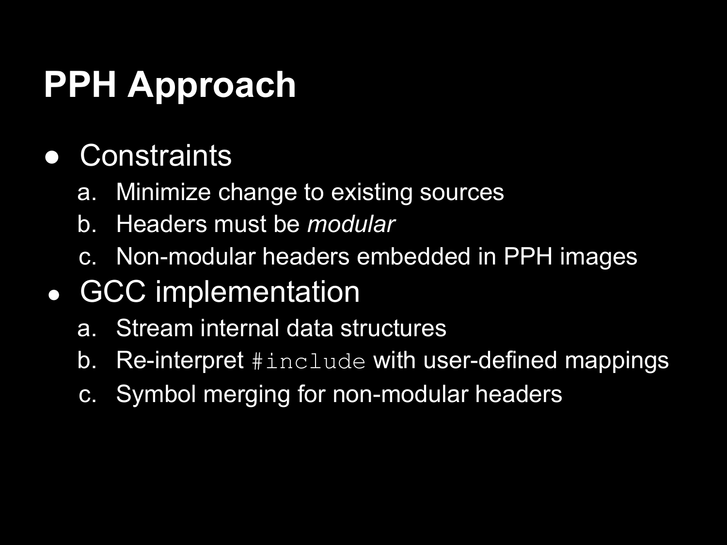# PPH Approach

- Constraints
  a. Minimize change to existing sources
  b. Headers must be *modular*
  c. Non-modular headers embedded in PPH images
- GCC implementation
  a. Stream internal data structures
  b. Re-interpret `#include` with user-defined mappings
  c. Symbol merging for non-modular headers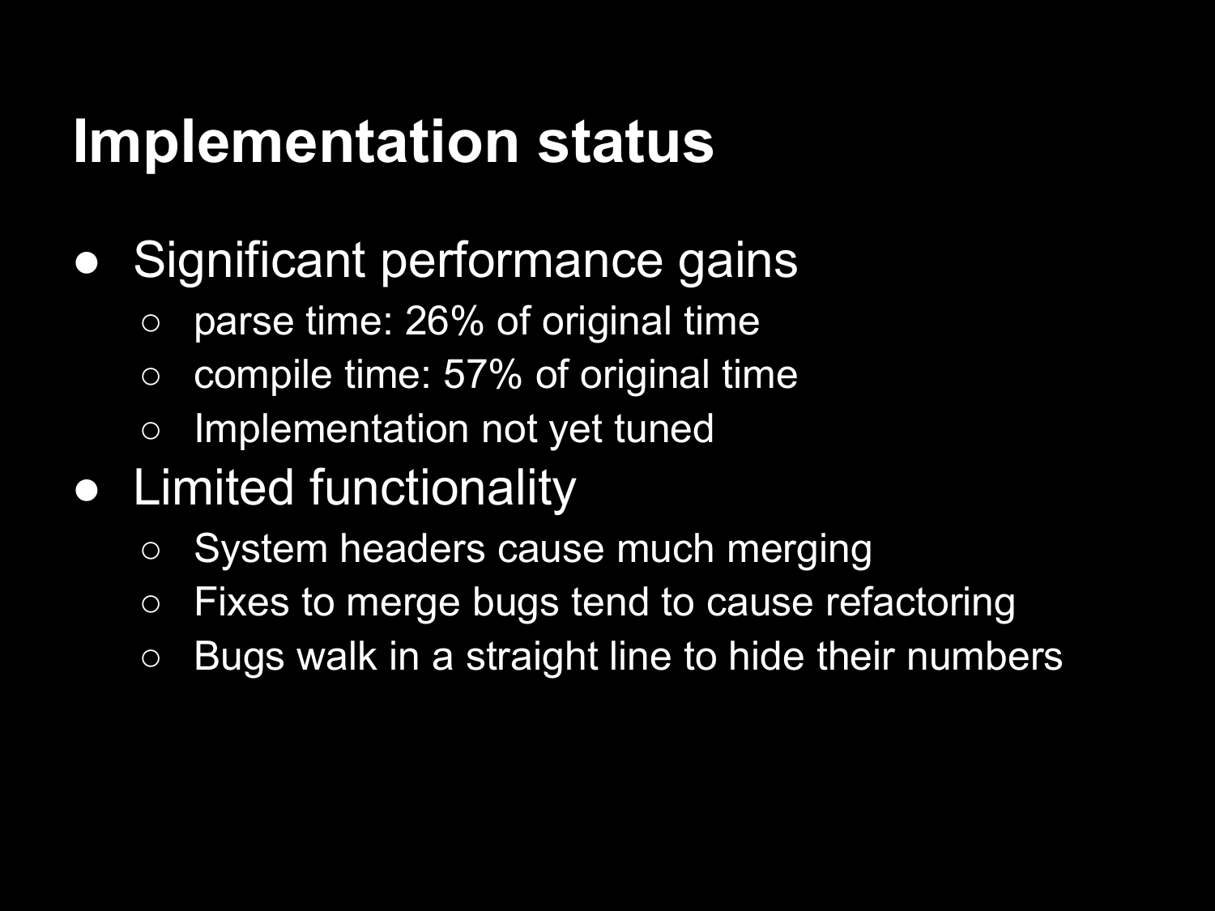# Implementation status

- Significant performance gains
  - parse time: 26% of original time
  - compile time: 57% of original time
  - Implementation not yet tuned
- Limited functionality
  - System headers cause much merging
  - Fixes to merge bugs tend to cause refactoring
  - Bugs walk in a straight line to hide their numbers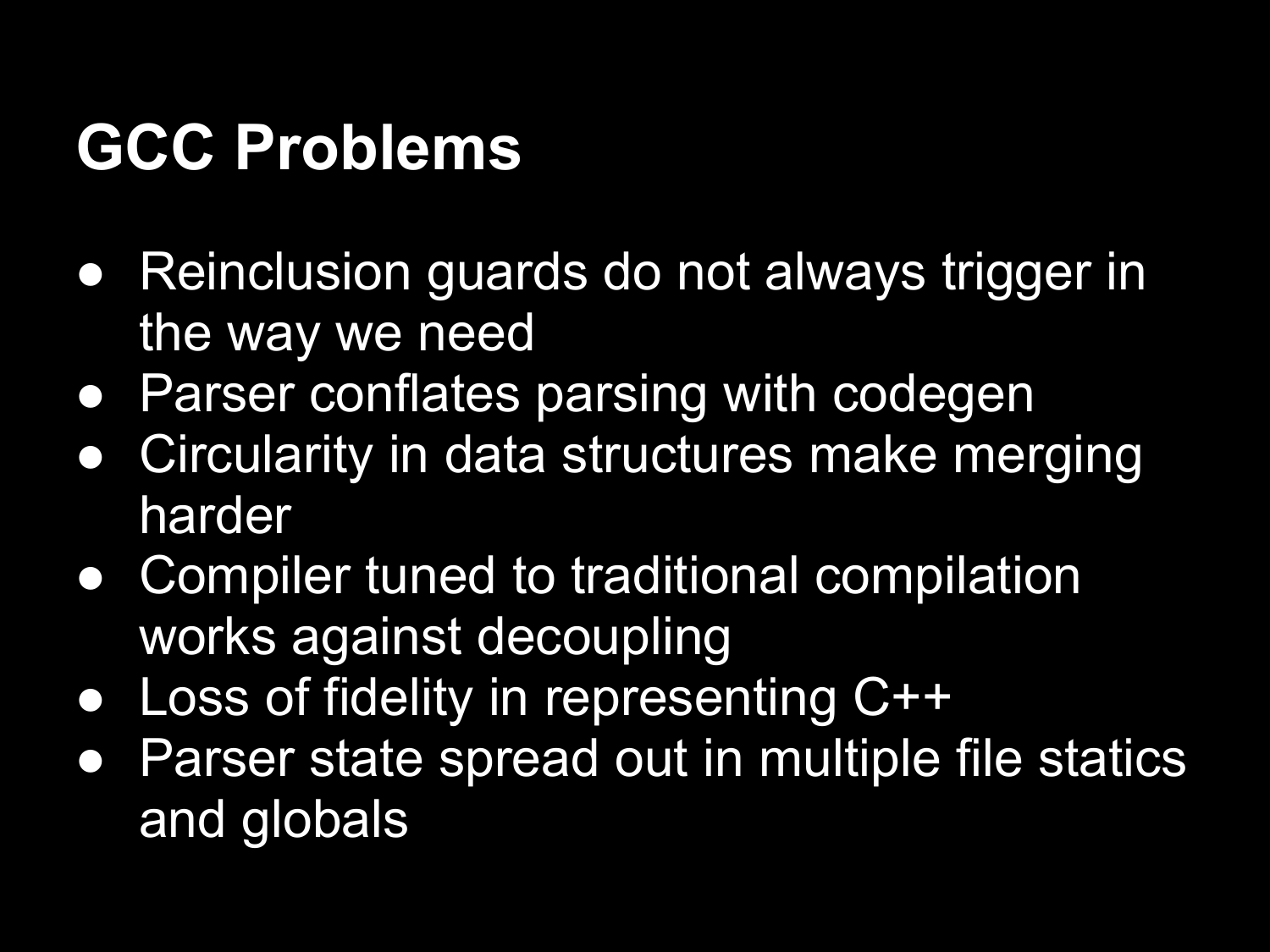# GCC Problems

- Reinclusion guards do not always trigger in the way we need
- Parser conflates parsing with codegen
- Circularity in data structures make merging harder
- Compiler tuned to traditional compilation works against decoupling
- Loss of fidelity in representing C++
- Parser state spread out in multiple file statics and globals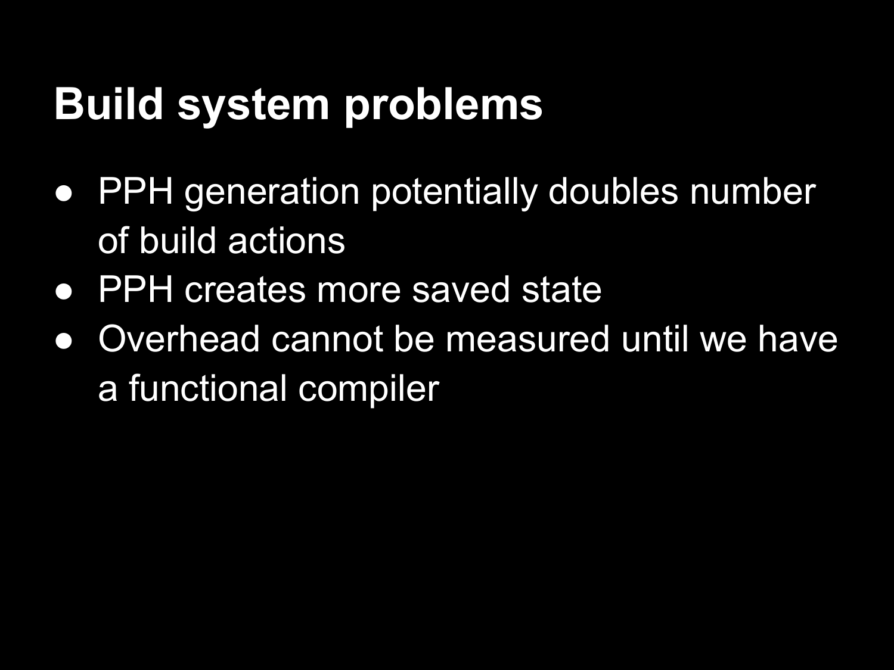# Build system problems

- PPH generation potentially doubles number of build actions
- PPH creates more saved state
- Overhead cannot be measured until we have a functional compiler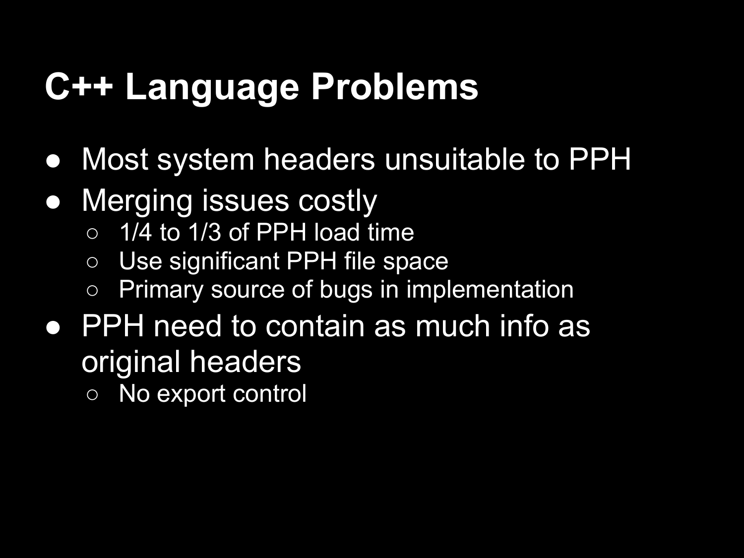# C++ Language Problems

- Most system headers unsuitable to PPH
- Merging issues costly
  - 1/4 to 1/3 of PPH load time
  - Use significant PPH file space
  - Primary source of bugs in implementation
- PPH need to contain as much info as original headers
  - No export control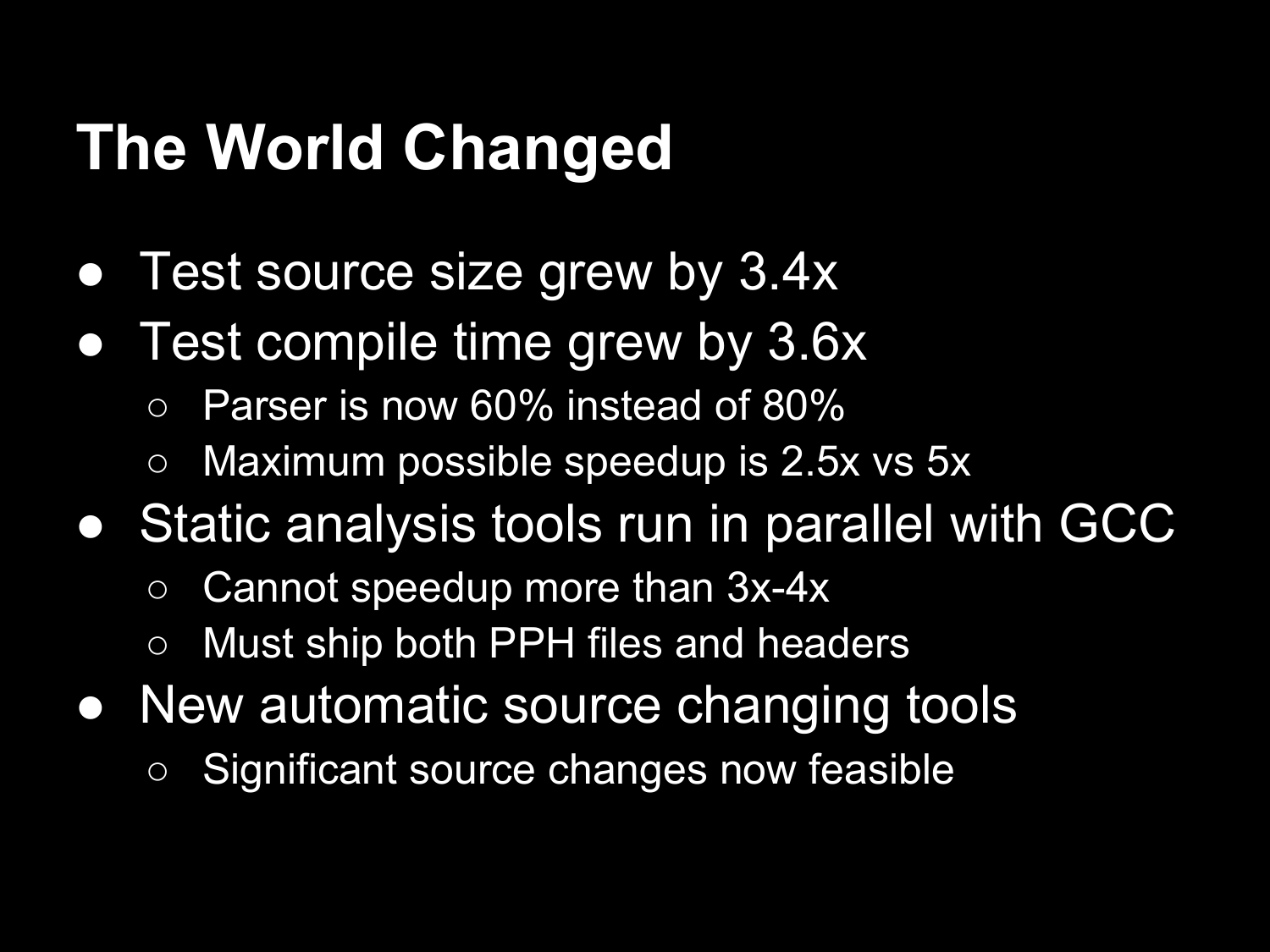# The World Changed

- Test source size grew by 3.4x
- Test compile time grew by 3.6x
  - Parser is now 60% instead of 80%
  - Maximum possible speedup is 2.5x vs 5x
- Static analysis tools run in parallel with GCC
  - Cannot speedup more than 3x-4x
  - Must ship both PPH files and headers
- New automatic source changing tools
  - Significant source changes now feasible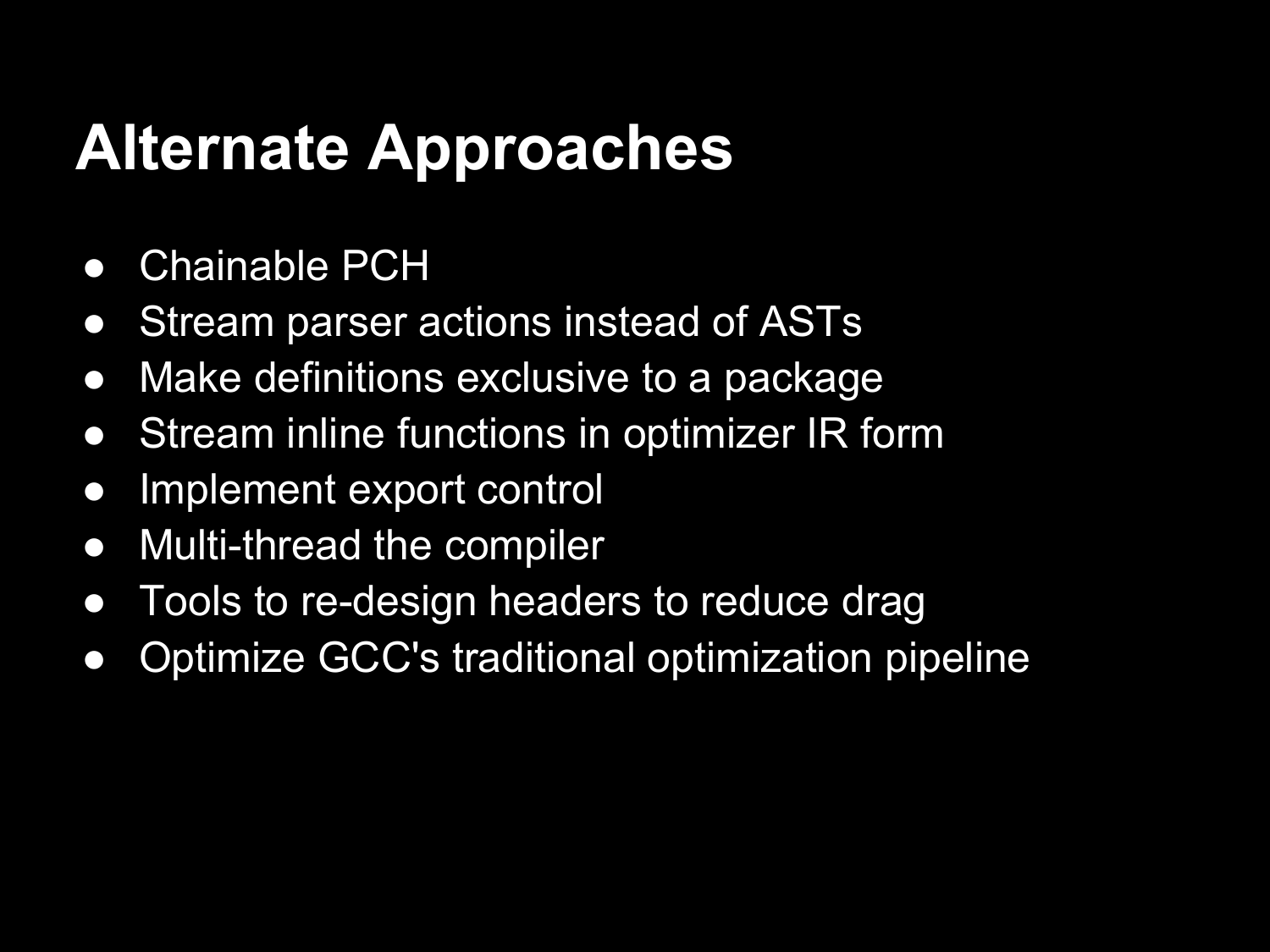# Alternate Approaches

- Chainable PCH
- Stream parser actions instead of ASTs
- Make definitions exclusive to a package
- Stream inline functions in optimizer IR form
- Implement export control
- Multi-thread the compiler
- Tools to re-design headers to reduce drag
- Optimize GCC's traditional optimization pipeline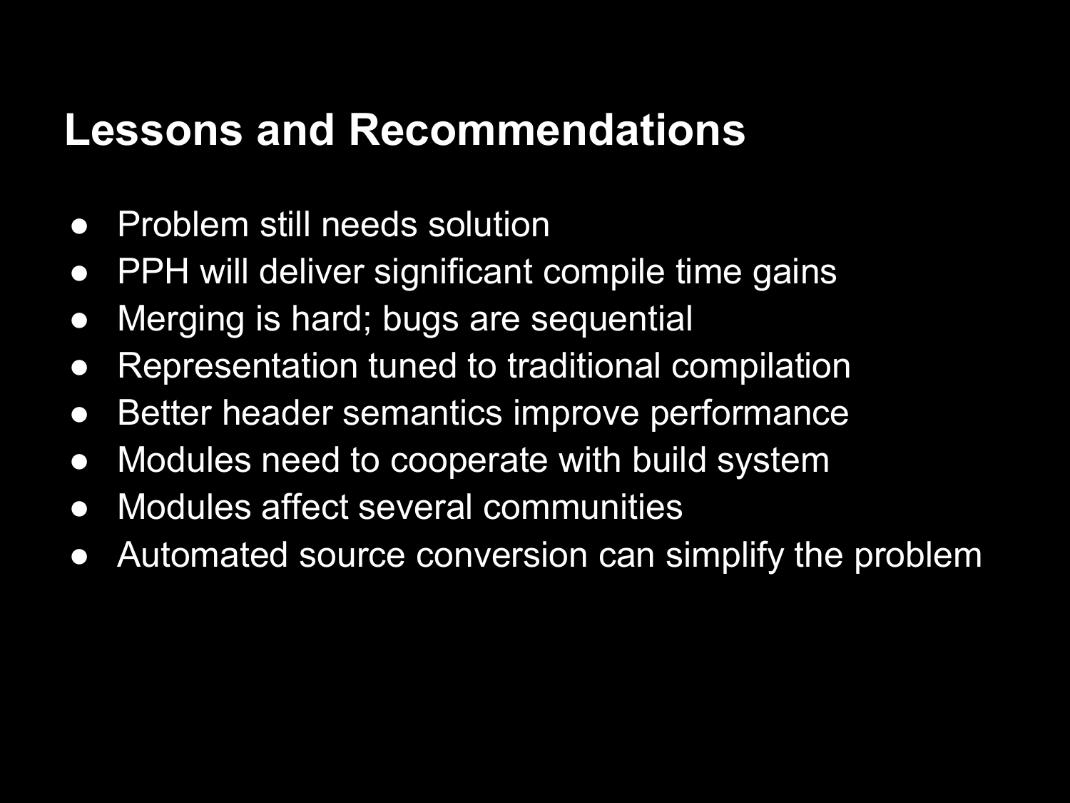# Lessons and Recommendations

- Problem still needs solution
- PPH will deliver significant compile time gains
- Merging is hard; bugs are sequential
- Representation tuned to traditional compilation
- Better header semantics improve performance
- Modules need to cooperate with build system
- Modules affect several communities
- Automated source conversion can simplify the problem